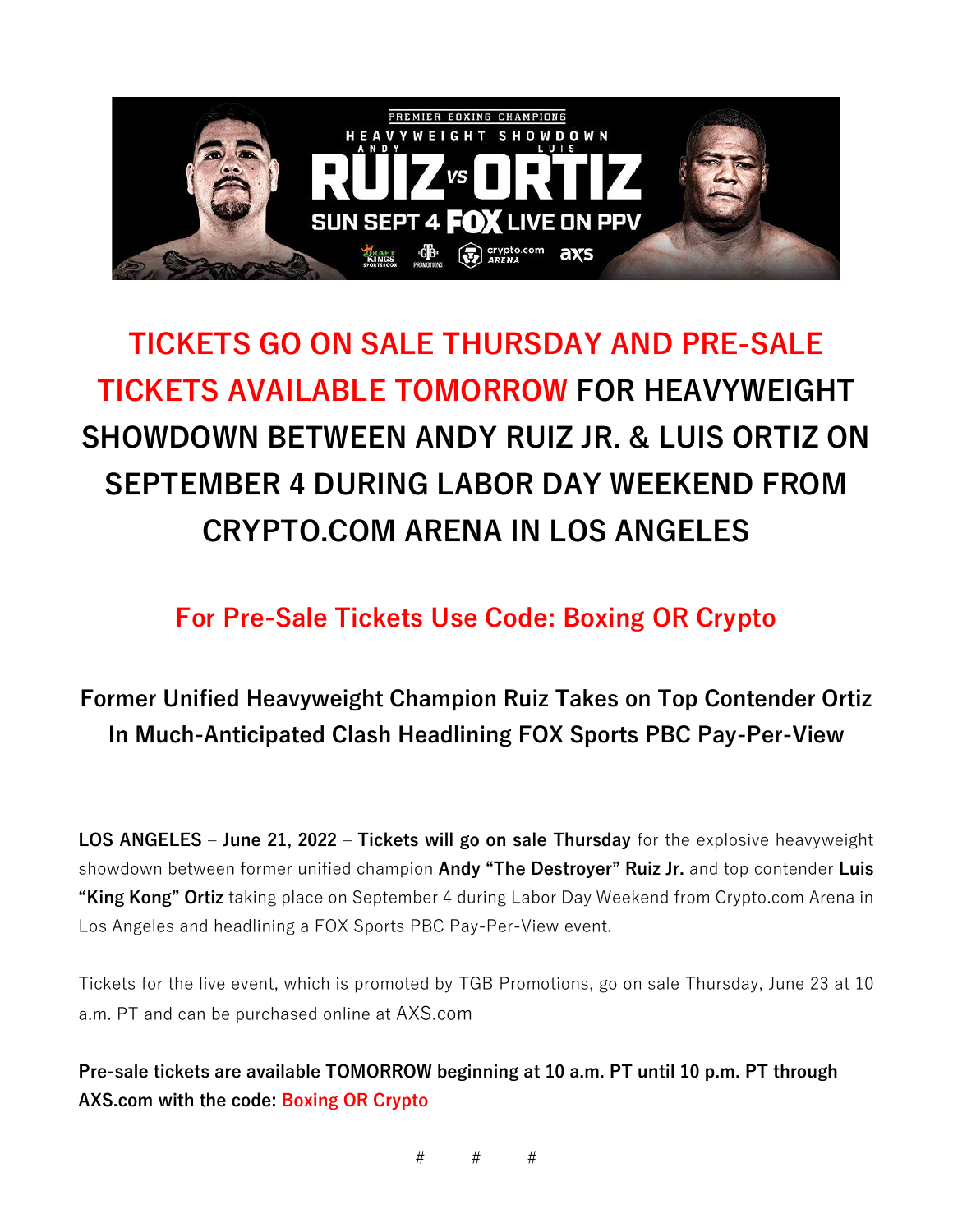# TICKETS GO ON SALE THURSDAY AND PRE-SALE TICKETS AVAILABLE TOMORROW FOR HEAVYWEIGHT SHOWDOWN BETWEEN ANDY RUIZ JR. & LUIS ORTIZ ON SEPTEMBER 4 DURING LABOR DAY WEEKEND FROM CRYPTO.COM ARENA IN LOS ANGELES

## For Pre-Sale Tickets Use Code: Boxing OR Crypto

### Former Unified Heavyweight Champion Ruiz Takes on Top Contender Ortiz In Much-Anticipated Clash Headlining FOX Sports PBC Pay-Per-View

**LOS ANGELES** – **June 21, 2022** – **Tickets will go on sale Thursday** for the explosive heavyweight showdown between former unified champion **Andy "The Destroyer" Ruiz Jr.** and top contender **Luis "King Kong" Ortiz** taking place on September 4 during Labor Day Weekend from Crypto.com Arena in Los Angeles and headlining a FOX Sports PBC Pay-Per-View event.

Tickets for the live event, which is promoted by TGB Promotions, go on sale Thursday, June 23 at 10 a.m. PT and can be purchased online at AXS.com

**Pre-sale tickets are available TOMORROW beginning at 10 a.m. PT until 10 p.m. PT through AXS.com with the code: Boxing OR Crypto**

# # #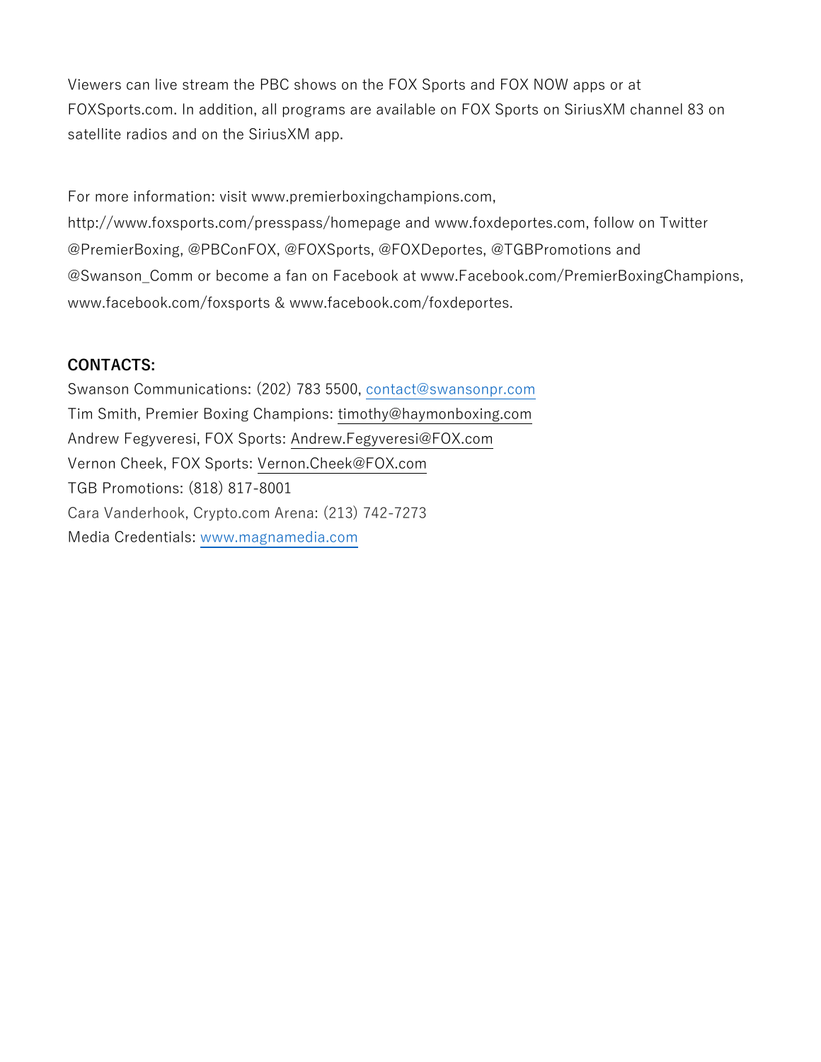Viewers can live stream the PBC shows on the FOX Sports and FOX NOW apps or at FOXSports.com. In addition, all programs are available on FOX Sports on SiriusXM channel 83 on satellite radios and on the SiriusXM app.

For more information: visit www.premierboxingchampions.com, http://www.foxsports.com/presspass/homepage and www.foxdeportes.com, follow on Twitter @PremierBoxing, @PBConFOX, @FOXSports, @FOXDeportes, @TGBPromotions and @Swanson_Comm or become a fan on Facebook at www.Facebook.com/PremierBoxingChampions, www.facebook.com/foxsports & www.facebook.com/foxdeportes.

**CONTACTS:**

Swanson Communications: (202) 783 5500, contact@swansonpr.com
Tim Smith, Premier Boxing Champions: timothy@haymonboxing.com
Andrew Fegyveresi, FOX Sports: Andrew.Fegyveresi@FOX.com
Vernon Cheek, FOX Sports: Vernon.Cheek@FOX.com
TGB Promotions: (818) 817-8001
Cara Vanderhook, Crypto.com Arena: (213) 742-7273
Media Credentials: www.magnamedia.com